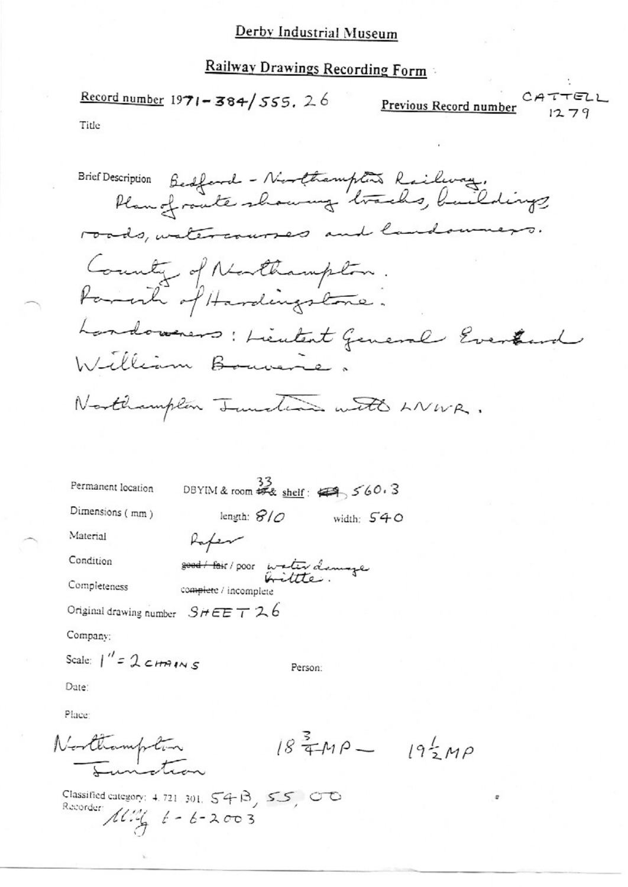# Derby Industrial Museum

## Railway Drawings Recording Form

**Record number** 1971-384/555.26 **Previous Record number** CATTELL 1279

Title

Brief Description Bedford - Northampton Railway. Plan of route showing tracks, buildings, roads, watercourses and landowners.

County of Northampton.
Parish of Hardingstone.
Landowners: Lieutenant General Everard William Bouverie.

Northampton Junction with LNWR.

Permanent location DBYIM & room 33 & shelf: 560.3

Dimensions (mm) length: 810 width: 540

Material Paper

Condition ~~good / fair~~ / poor water damage brittle.

Completeness ~~complete~~ / incomplete

Original drawing number SHEET 26

Company:

Scale: 1" = 2 CHAINS Person:

Date:

Place:

Northampton Junction $18\frac{3}{4}$MP – $19\frac{1}{2}$MP

Classified category: 4.721.301. 54B, 55, OO

Recorder: 6-6-2003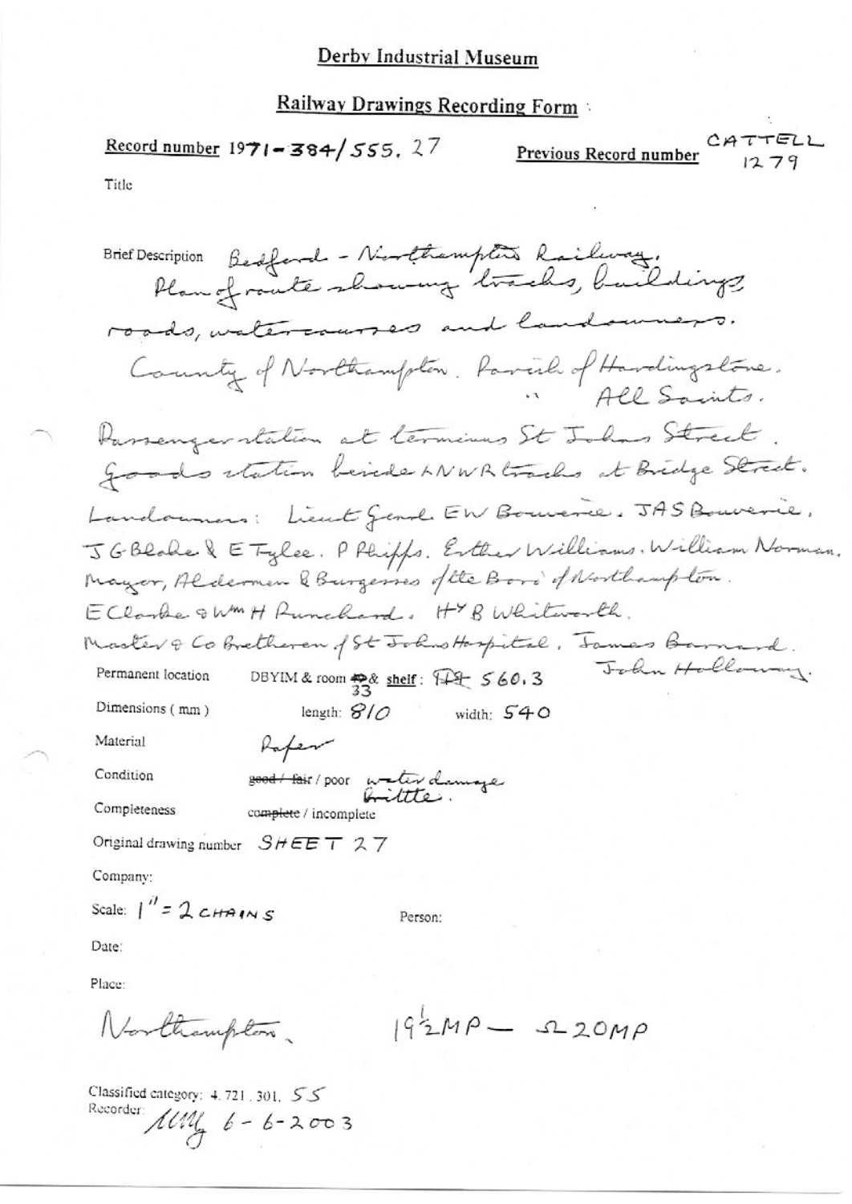# Derby Industrial Museum

## Railway Drawings Recording Form

**Record number** 1971-384/555.27 **Previous Record number** CATTELL 1279

Title

Brief Description Bedford - Northampton Railway.
Plan of route showing tracks, buildings, roads, watercourses and landowners.
County of Northampton. Parish of Hardingstone.
" All Saints.
Passenger station at terminus St Johns Street.
Goods station beside LNWR tracks at Bridge Street.
Landowners: Lieut Genl EW Bouverie. JAS Bouverie. JG Blake & E Tylee. P Phipps. Esther Williams. William Norman. Mayor, Aldermen & Burgesses of the Boro' of Northampton. E Clarke & Wm H Runchard. Hy B Whitworth. Master & Co Bretheren of St Johns Hospital. James Barnard. John Holloway.

Permanent location DBYIM & room ~~40~~ 33 & shelf: ~~FF~~ 560.3

Dimensions (mm) length: 810 width: 540

Material Paper

Condition ~~good / fair~~ / poor water damage brittle.

Completeness ~~complete~~ / incomplete

Original drawing number SHEET 27

Company:

Scale: 1" = 2 CHAINS

Person:

Date:

Place:

Northampton. 19½MP — 20MP

Classified category: 4.721.301. 55

Recorder: MM 6-6-2003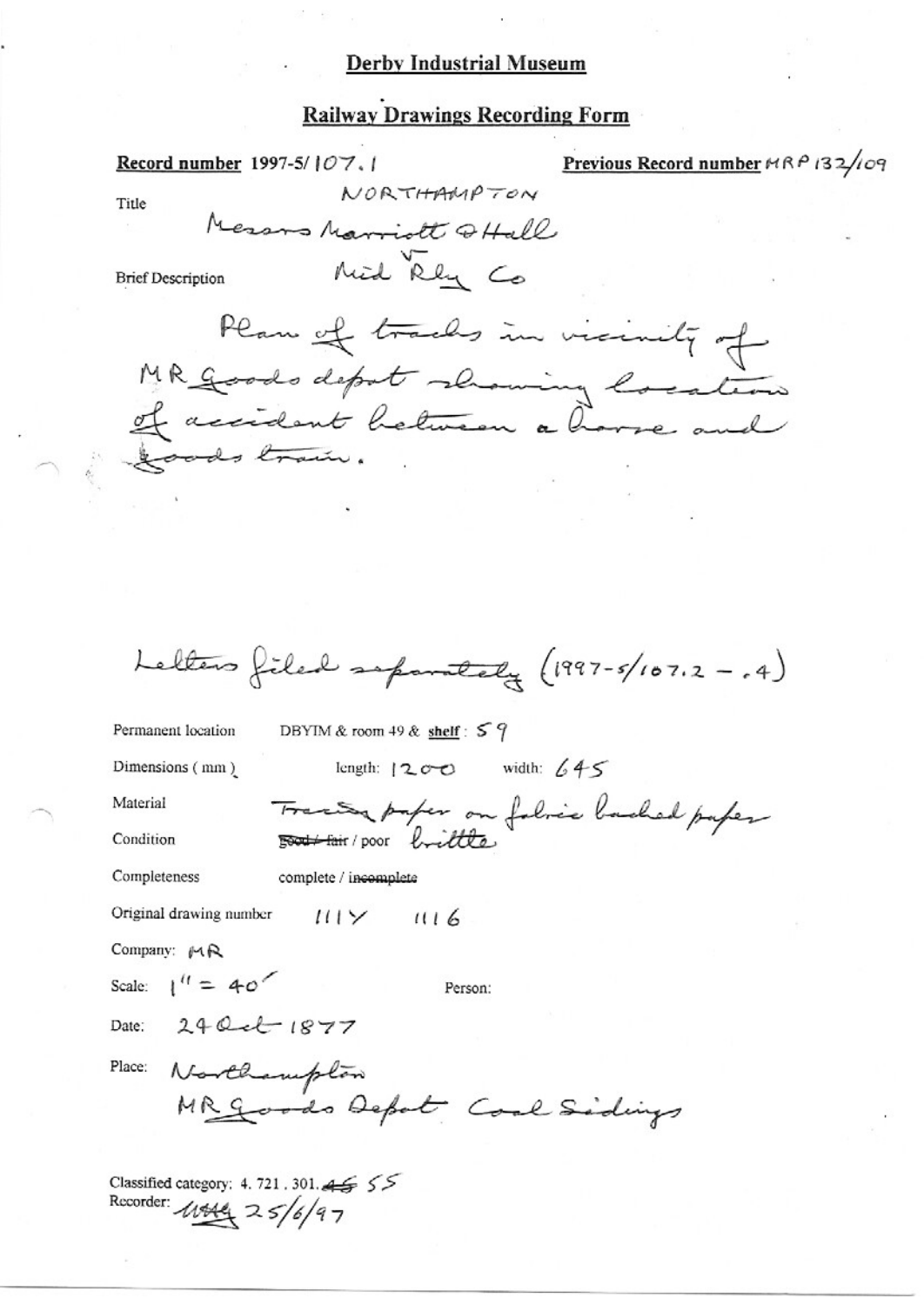# Derby Industrial Museum

## Railway Drawings Recording Form

**Record number** 1997-5/107.1 **Previous Record number** MRP 132/109

Title NORTHAMPTON
Messrs Marriott & Hall
v
Mid Rly Co

Brief Description

Plan of tracks in vicinity of MR Goods depot showing location of accident between a horse and goods train.

Letters filed separately (1997-5/107.2 - .4)

Permanent location DBYIM & room 49 & **shelf**: 59

Dimensions (mm) length: 1200 width: 645

Material Tracing paper on fabric backed paper

Condition ~~good / fair~~ / poor brittle

Completeness complete / ~~incomplete~~

Original drawing number 111Y 1116

Company: MR

Scale: 1" = 40' Person:

Date: 24 Oct 1877

Place: Northampton
MR Goods Depot Coal Sidings

Classified category: 4. 721. 301. ~~45~~ 55
Recorder: MHG 25/6/97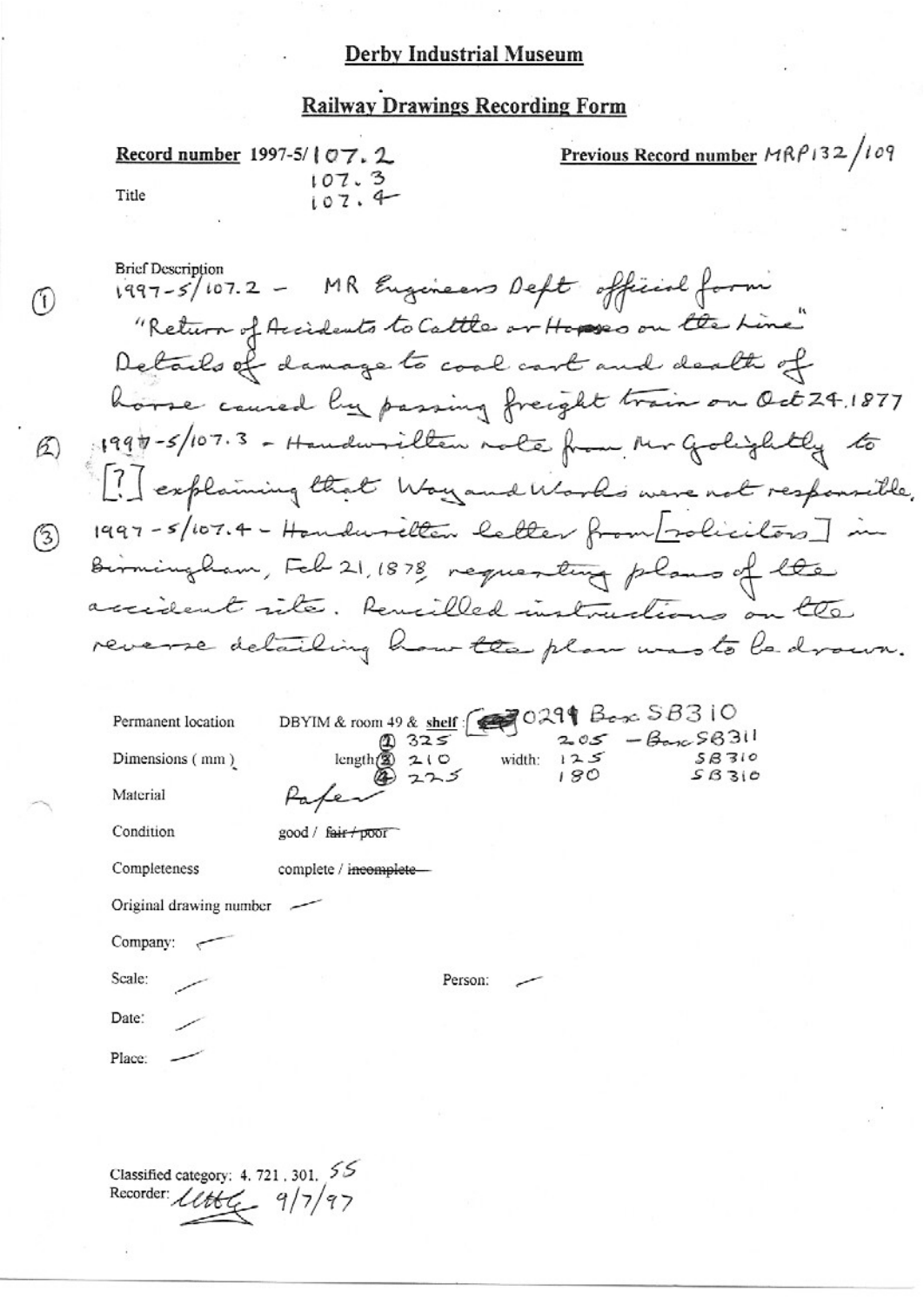# Derby Industrial Museum

## Railway Drawings Recording Form

**Record number** 1997-5/ 107.2
107.3
107.4

**Previous Record number** MRP132/109

Title

Brief Description

(1) 1997-5/107.2 - MR Engineers Dept official form "Return of Accidents to Cattle or Horses on the Line" Details of damage to coal cart and death of horse caused by passing freight train on Oct 24.1877

(2) 1997-5/107.3 - Handwritten note from Mr Golightly to [?] explaining that Way and Works were not responsible.

(3) 1997-5/107.4 - Handwritten letter from [solicitors] in Birmingham, Feb 21, 1878 requesting plans of the accident site. Pencilled instructions on the reverse detailing how the plan was to be drawn.

| | |
|---|---|
| Permanent location | DBYIM & room 49 & **shelf**: 0299 Box SB310 |
| Dimensions ( mm ) | length: (1) 325, (2) 210, (4) 225 — width: 205, 125, 180 — Box SB311, SB310, SB310 |
| Material | Paper |
| Condition | good / ~~fair / poor~~ |
| Completeness | complete / ~~incomplete~~ |
| Original drawing number | — |
| Company: | — |
| Scale: | — |
| Person: | — |
| Date: | — |
| Place: | — |

Classified category: 4. 721. 301. 55

Recorder: [signature] 9/7/97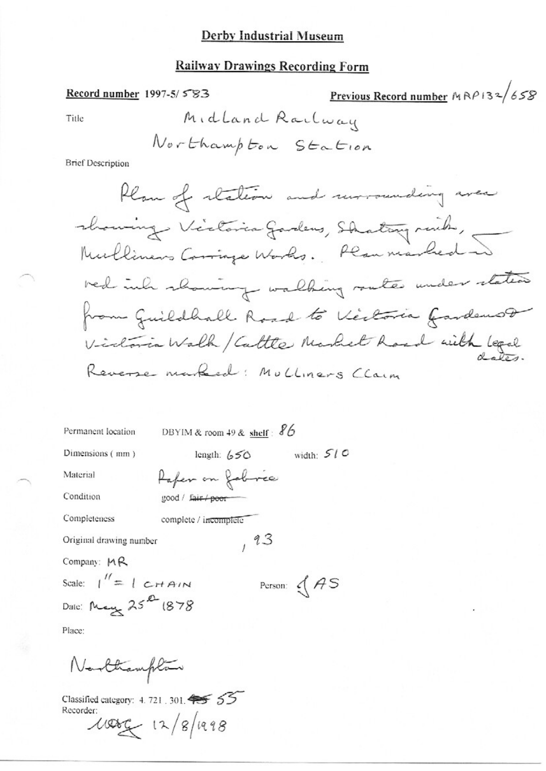# Derby Industrial Museum

## Railway Drawings Recording Form

**Record number** 1997-5/583

**Previous Record number** MRP132/658

Title: Midland Railway Northampton Station

Brief Description

Plan of station and surrounding area showing Victoria Gardens, Skating rink, Mulliners Carriage Works. Plan marked in red ink showing walking route under station from Guildhall Road to Victoria Gardens & Victoria Walk / Cattle Market Road with legal dates. Reverse marked: Mulliners Claim

Permanent location: DBYIM & room 49 & shelf: 86

Dimensions (mm): length: 650 width: 510

Material: Paper on fabric

Condition: good / ~~fair / poor~~

Completeness: complete / ~~incomplete~~

Original drawing number: , 93

Company: MR

Scale: 1" = 1 CHAIN

Person: JAS

Date: May 25th 1878

Place:

Northampton

Classified category: 4.721.301. ~~45~~ 55

Recorder:

MAG 12/8/1998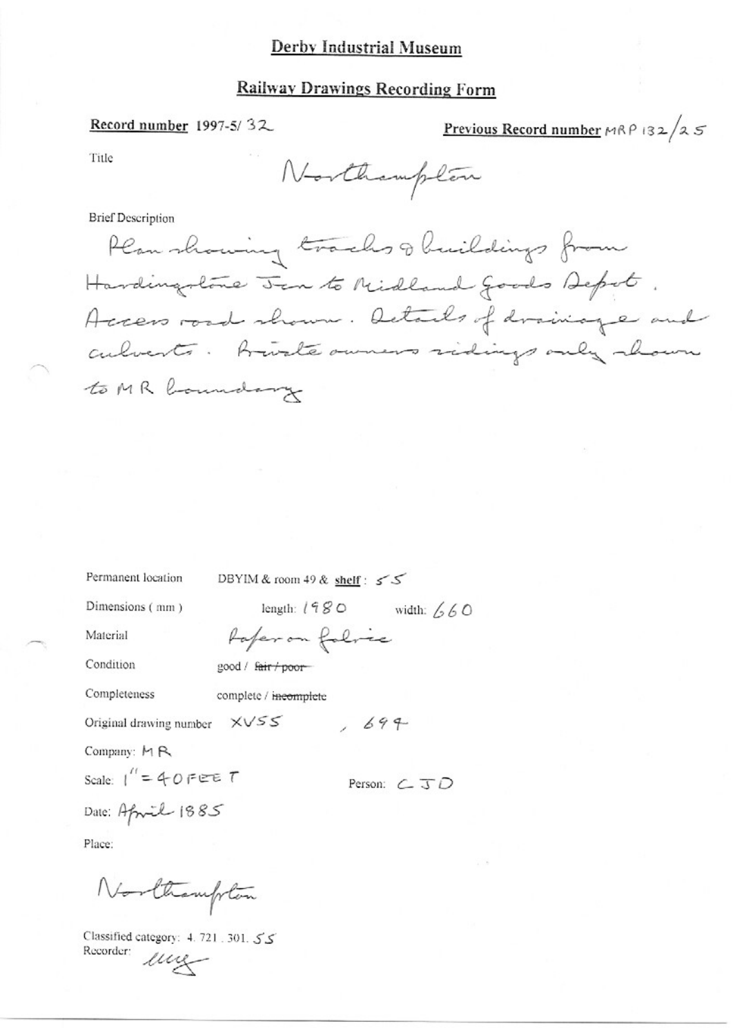# Derby Industrial Museum

## Railway Drawings Recording Form

**Record number** 1997-5/ 32

**Previous Record number** MRP 132/25

Title

Northampton

Brief Description

Plan showing tracks & buildings from Hardingstone Jcn to Midland Goods Depot. Access road shown. Details of drainage and culverts. Private owners sidings only shown to MR boundary

Permanent location DBYIM & room 49 & **shelf**: 55

Dimensions (mm) length: 1980 width: 660

Material Paper on fabric

Condition good / ~~fair / poor~~

Completeness complete / ~~incomplete~~

Original drawing number XV55 , 694

Company: MR

Scale: 1" = 40 FEET

Person: CJD

Date: April 1885

Place:

Northampton

Classified category: 4. 721. 301. 55

Recorder: ucg